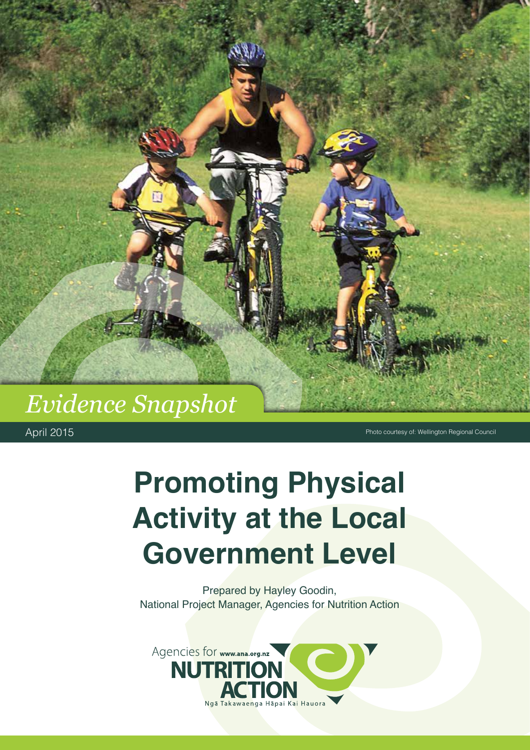*Evidence Snapshot*

April 2015

Photo courtesy of: Wellington Regional Council

# Promoting Physical Activity at the Local Government Level

Prepared by Hayley Goodin,
National Project Manager, Agencies for Nutrition Action

Agencies for NUTRITION ACTION www.ana.org.nz
Ngā Takawaenga Hāpai Kai Hauora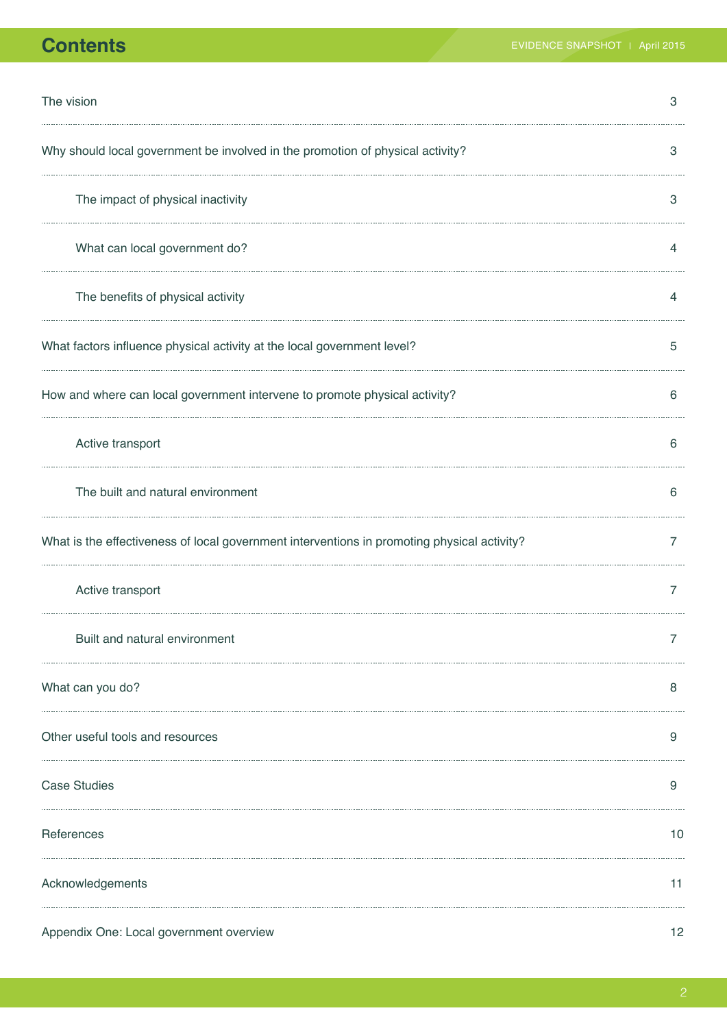# Contents

| | |
|---|---|
| The vision | 3 |
| Why should local government be involved in the promotion of physical activity? | 3 |
| The impact of physical inactivity | 3 |
| What can local government do? | 4 |
| The benefits of physical activity | 4 |
| What factors influence physical activity at the local government level? | 5 |
| How and where can local government intervene to promote physical activity? | 6 |
| Active transport | 6 |
| The built and natural environment | 6 |
| What is the effectiveness of local government interventions in promoting physical activity? | 7 |
| Active transport | 7 |
| Built and natural environment | 7 |
| What can you do? | 8 |
| Other useful tools and resources | 9 |
| Case Studies | 9 |
| References | 10 |
| Acknowledgements | 11 |
| Appendix One: Local government overview | 12 |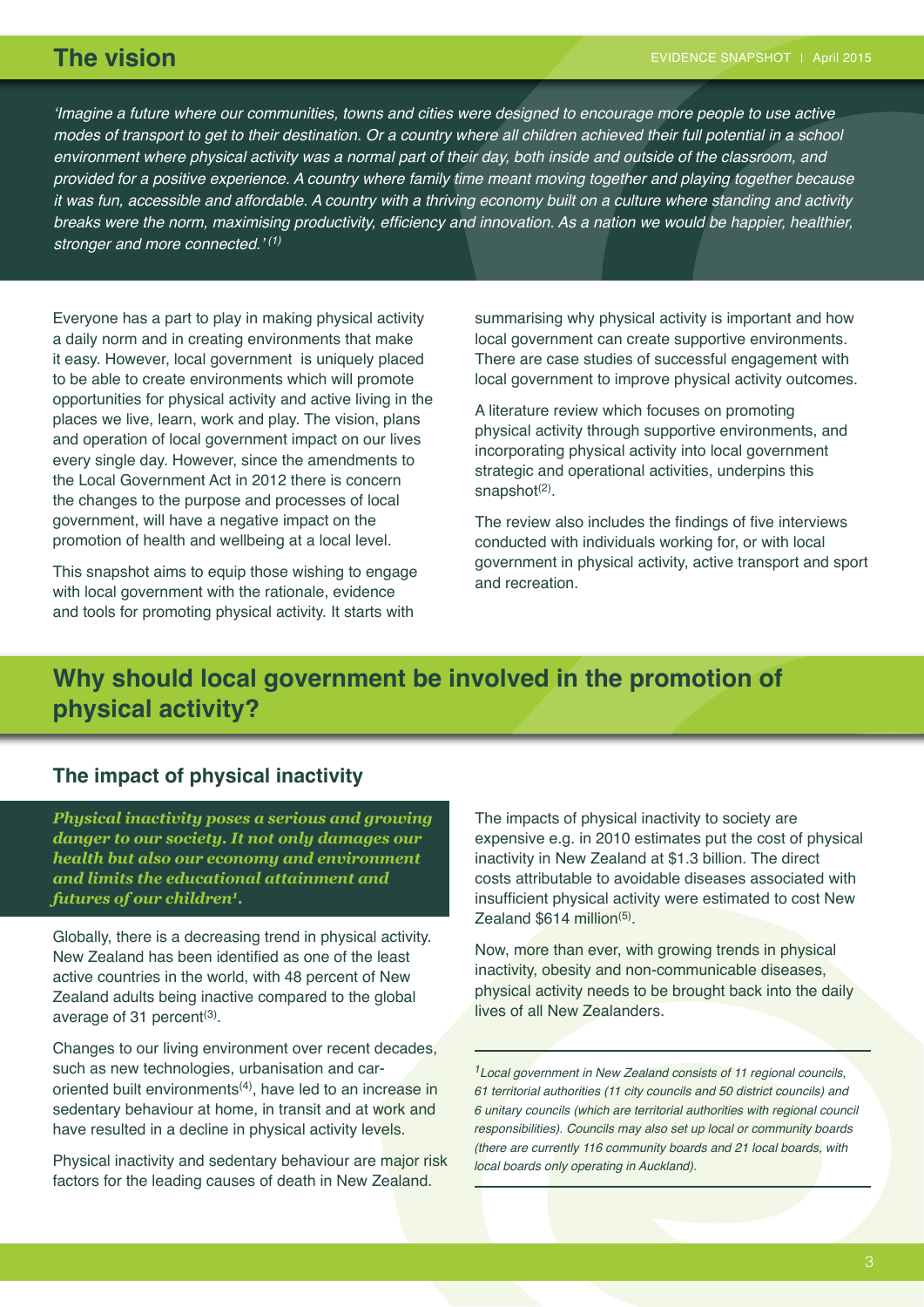## The vision

*'Imagine a future where our communities, towns and cities were designed to encourage more people to use active modes of transport to get to their destination. Or a country where all children achieved their full potential in a school environment where physical activity was a normal part of their day, both inside and outside of the classroom, and provided for a positive experience. A country where family time meant moving together and playing together because it was fun, accessible and affordable. A country with a thriving economy built on a culture where standing and activity breaks were the norm, maximising productivity, efficiency and innovation. As a nation we would be happier, healthier, stronger and more connected.'* [1]

Everyone has a part to play in making physical activity a daily norm and in creating environments that make it easy. However, local government is uniquely placed to be able to create environments which will promote opportunities for physical activity and active living in the places we live, learn, work and play. The vision, plans and operation of local government impact on our lives every single day. However, since the amendments to the Local Government Act in 2012 there is concern the changes to the purpose and processes of local government, will have a negative impact on the promotion of health and wellbeing at a local level.

This snapshot aims to equip those wishing to engage with local government with the rationale, evidence and tools for promoting physical activity. It starts with summarising why physical activity is important and how local government can create supportive environments. There are case studies of successful engagement with local government to improve physical activity outcomes.

A literature review which focuses on promoting physical activity through supportive environments, and incorporating physical activity into local government strategic and operational activities, underpins this snapshot[2].

The review also includes the findings of five interviews conducted with individuals working for, or with local government in physical activity, active transport and sport and recreation.

## Why should local government be involved in the promotion of physical activity?

### The impact of physical inactivity

***Physical inactivity poses a serious and growing danger to our society. It not only damages our health but also our economy and environment and limits the educational attainment and futures of our children[1].***

Globally, there is a decreasing trend in physical activity. New Zealand has been identified as one of the least active countries in the world, with 48 percent of New Zealand adults being inactive compared to the global average of 31 percent[3].

Changes to our living environment over recent decades, such as new technologies, urbanisation and car-oriented built environments[4], have led to an increase in sedentary behaviour at home, in transit and at work and have resulted in a decline in physical activity levels.

Physical inactivity and sedentary behaviour are major risk factors for the leading causes of death in New Zealand.

The impacts of physical inactivity to society are expensive e.g. in 2010 estimates put the cost of physical inactivity in New Zealand at $1.3 billion. The direct costs attributable to avoidable diseases associated with insufficient physical activity were estimated to cost New Zealand $614 million[5].

Now, more than ever, with growing trends in physical inactivity, obesity and non-communicable diseases, physical activity needs to be brought back into the daily lives of all New Zealanders.

---

*[1] Local government in New Zealand consists of 11 regional councils, 61 territorial authorities (11 city councils and 50 district councils) and 6 unitary councils (which are territorial authorities with regional council responsibilities). Councils may also set up local or community boards (there are currently 116 community boards and 21 local boards, with local boards only operating in Auckland).*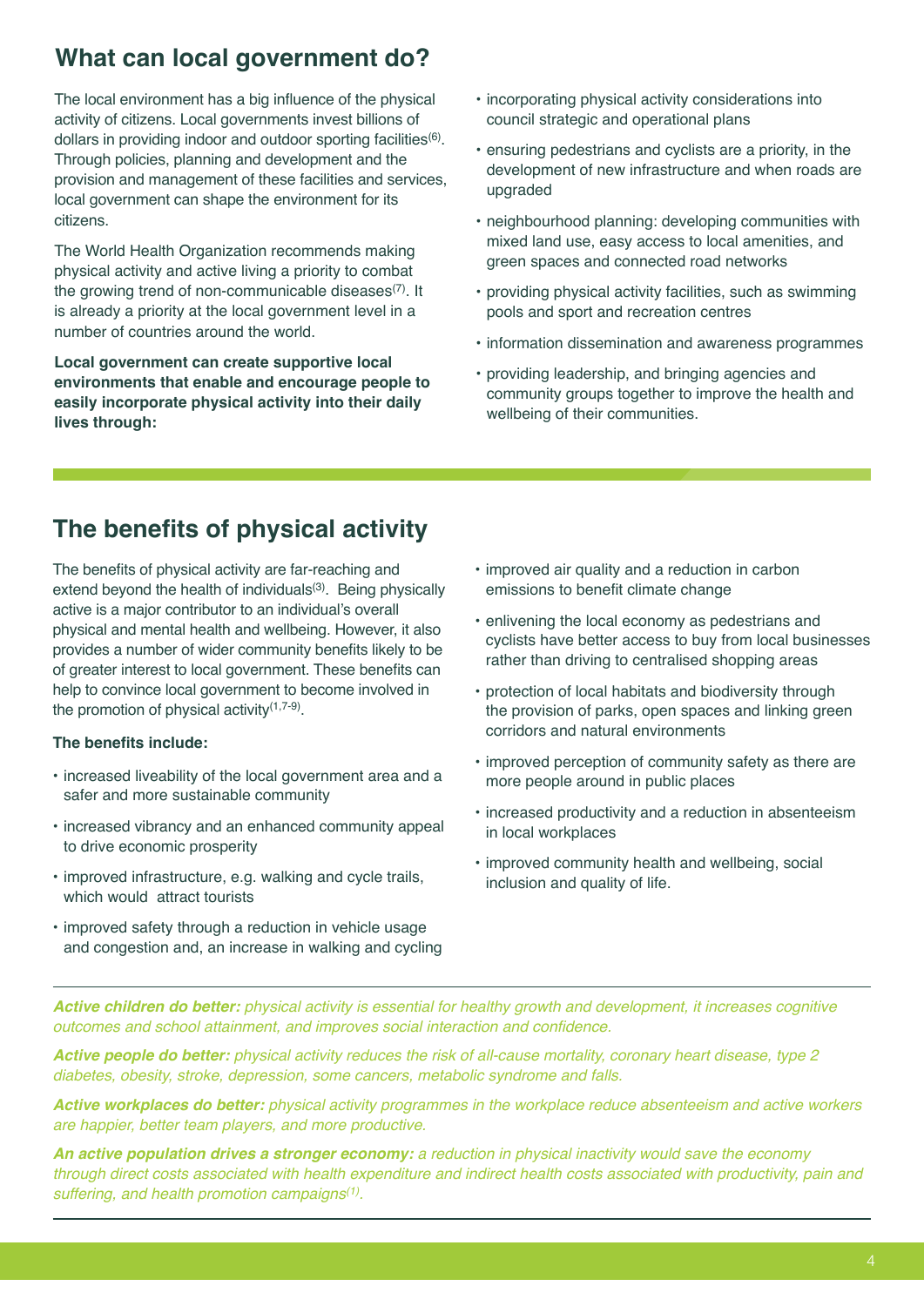## What can local government do?

The local environment has a big influence of the physical activity of citizens. Local governments invest billions of dollars in providing indoor and outdoor sporting facilities[6]. Through policies, planning and development and the provision and management of these facilities and services, local government can shape the environment for its citizens.

The World Health Organization recommends making physical activity and active living a priority to combat the growing trend of non-communicable diseases[7]. It is already a priority at the local government level in a number of countries around the world.

**Local government can create supportive local environments that enable and encourage people to easily incorporate physical activity into their daily lives through:**

- incorporating physical activity considerations into council strategic and operational plans
- ensuring pedestrians and cyclists are a priority, in the development of new infrastructure and when roads are upgraded
- neighbourhood planning: developing communities with mixed land use, easy access to local amenities, and green spaces and connected road networks
- providing physical activity facilities, such as swimming pools and sport and recreation centres
- information dissemination and awareness programmes
- providing leadership, and bringing agencies and community groups together to improve the health and wellbeing of their communities.

## The benefits of physical activity

The benefits of physical activity are far-reaching and extend beyond the health of individuals[3]. Being physically active is a major contributor to an individual's overall physical and mental health and wellbeing. However, it also provides a number of wider community benefits likely to be of greater interest to local government. These benefits can help to convince local government to become involved in the promotion of physical activity[1,7-9].

**The benefits include:**

- increased liveability of the local government area and a safer and more sustainable community
- increased vibrancy and an enhanced community appeal to drive economic prosperity
- improved infrastructure, e.g. walking and cycle trails, which would attract tourists
- improved safety through a reduction in vehicle usage and congestion and, an increase in walking and cycling
- improved air quality and a reduction in carbon emissions to benefit climate change
- enlivening the local economy as pedestrians and cyclists have better access to buy from local businesses rather than driving to centralised shopping areas
- protection of local habitats and biodiversity through the provision of parks, open spaces and linking green corridors and natural environments
- improved perception of community safety as there are more people around in public places
- increased productivity and a reduction in absenteeism in local workplaces
- improved community health and wellbeing, social inclusion and quality of life.

***Active children do better:*** *physical activity is essential for healthy growth and development, it increases cognitive outcomes and school attainment, and improves social interaction and confidence.*

***Active people do better:*** *physical activity reduces the risk of all-cause mortality, coronary heart disease, type 2 diabetes, obesity, stroke, depression, some cancers, metabolic syndrome and falls.*

***Active workplaces do better:*** *physical activity programmes in the workplace reduce absenteeism and active workers are happier, better team players, and more productive.*

***An active population drives a stronger economy:*** *a reduction in physical inactivity would save the economy through direct costs associated with health expenditure and indirect health costs associated with productivity, pain and suffering, and health promotion campaigns[1].*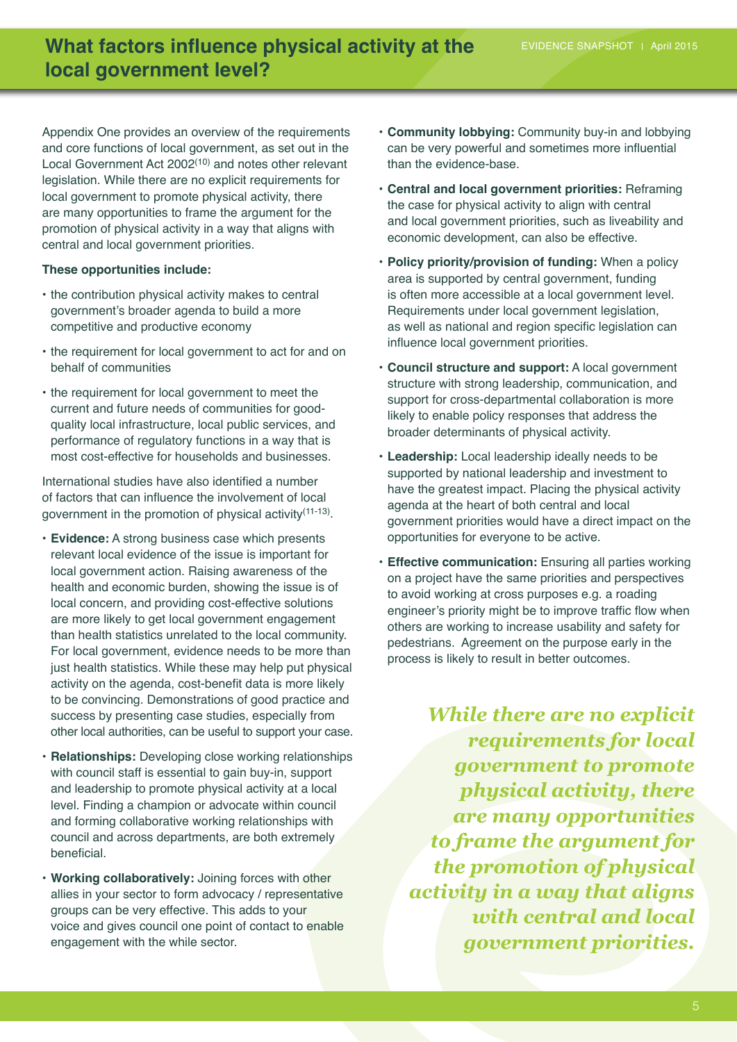## What factors influence physical activity at the local government level?

Appendix One provides an overview of the requirements and core functions of local government, as set out in the Local Government Act 2002[10] and notes other relevant legislation. While there are no explicit requirements for local government to promote physical activity, there are many opportunities to frame the argument for the promotion of physical activity in a way that aligns with central and local government priorities.

**These opportunities include:**

- the contribution physical activity makes to central government's broader agenda to build a more competitive and productive economy
- the requirement for local government to act for and on behalf of communities
- the requirement for local government to meet the current and future needs of communities for good-quality local infrastructure, local public services, and performance of regulatory functions in a way that is most cost-effective for households and businesses.

International studies have also identified a number of factors that can influence the involvement of local government in the promotion of physical activity[11-13].

- **Evidence:** A strong business case which presents relevant local evidence of the issue is important for local government action. Raising awareness of the health and economic burden, showing the issue is of local concern, and providing cost-effective solutions are more likely to get local government engagement than health statistics unrelated to the local community. For local government, evidence needs to be more than just health statistics. While these may help put physical activity on the agenda, cost-benefit data is more likely to be convincing. Demonstrations of good practice and success by presenting case studies, especially from other local authorities, can be useful to support your case.
- **Relationships:** Developing close working relationships with council staff is essential to gain buy-in, support and leadership to promote physical activity at a local level. Finding a champion or advocate within council and forming collaborative working relationships with council and across departments, are both extremely beneficial.
- **Working collaboratively:** Joining forces with other allies in your sector to form advocacy / representative groups can be very effective. This adds to your voice and gives council one point of contact to enable engagement with the while sector.
- **Community lobbying:** Community buy-in and lobbying can be very powerful and sometimes more influential than the evidence-base.
- **Central and local government priorities:** Reframing the case for physical activity to align with central and local government priorities, such as liveability and economic development, can also be effective.
- **Policy priority/provision of funding:** When a policy area is supported by central government, funding is often more accessible at a local government level. Requirements under local government legislation, as well as national and region specific legislation can influence local government priorities.
- **Council structure and support:** A local government structure with strong leadership, communication, and support for cross-departmental collaboration is more likely to enable policy responses that address the broader determinants of physical activity.
- **Leadership:** Local leadership ideally needs to be supported by national leadership and investment to have the greatest impact. Placing the physical activity agenda at the heart of both central and local government priorities would have a direct impact on the opportunities for everyone to be active.
- **Effective communication:** Ensuring all parties working on a project have the same priorities and perspectives to avoid working at cross purposes e.g. a roading engineer's priority might be to improve traffic flow when others are working to increase usability and safety for pedestrians. Agreement on the purpose early in the process is likely to result in better outcomes.

*While there are no explicit requirements for local government to promote physical activity, there are many opportunities to frame the argument for the promotion of physical activity in a way that aligns with central and local government priorities.*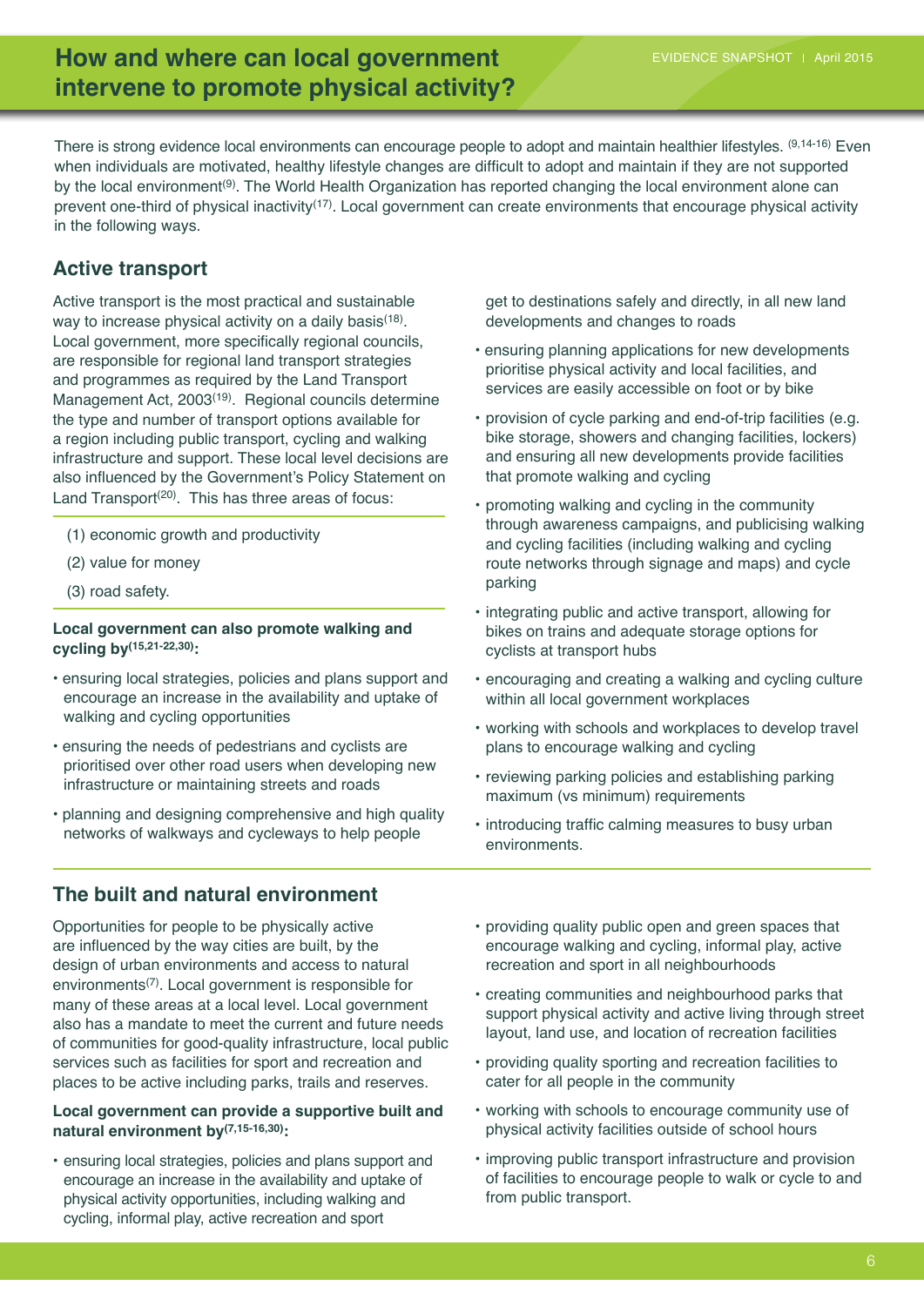# How and where can local government intervene to promote physical activity?

There is strong evidence local environments can encourage people to adopt and maintain healthier lifestyles.[9,14-16] Even when individuals are motivated, healthy lifestyle changes are difficult to adopt and maintain if they are not supported by the local environment[9]. The World Health Organization has reported changing the local environment alone can prevent one-third of physical inactivity[17]. Local government can create environments that encourage physical activity in the following ways.

## Active transport

Active transport is the most practical and sustainable way to increase physical activity on a daily basis[18]. Local government, more specifically regional councils, are responsible for regional land transport strategies and programmes as required by the Land Transport Management Act, 2003[19]. Regional councils determine the type and number of transport options available for a region including public transport, cycling and walking infrastructure and support. These local level decisions are also influenced by the Government's Policy Statement on Land Transport[20]. This has three areas of focus:

(1) economic growth and productivity

(2) value for money

(3) road safety.

**Local government can also promote walking and cycling by[15,21-22,30]:**

- ensuring local strategies, policies and plans support and encourage an increase in the availability and uptake of walking and cycling opportunities
- ensuring the needs of pedestrians and cyclists are prioritised over other road users when developing new infrastructure or maintaining streets and roads
- planning and designing comprehensive and high quality networks of walkways and cycleways to help people get to destinations safely and directly, in all new land developments and changes to roads
- ensuring planning applications for new developments prioritise physical activity and local facilities, and services are easily accessible on foot or by bike
- provision of cycle parking and end-of-trip facilities (e.g. bike storage, showers and changing facilities, lockers) and ensuring all new developments provide facilities that promote walking and cycling
- promoting walking and cycling in the community through awareness campaigns, and publicising walking and cycling facilities (including walking and cycling route networks through signage and maps) and cycle parking
- integrating public and active transport, allowing for bikes on trains and adequate storage options for cyclists at transport hubs
- encouraging and creating a walking and cycling culture within all local government workplaces
- working with schools and workplaces to develop travel plans to encourage walking and cycling
- reviewing parking policies and establishing parking maximum (vs minimum) requirements
- introducing traffic calming measures to busy urban environments.

## The built and natural environment

Opportunities for people to be physically active are influenced by the way cities are built, by the design of urban environments and access to natural environments[7]. Local government is responsible for many of these areas at a local level. Local government also has a mandate to meet the current and future needs of communities for good-quality infrastructure, local public services such as facilities for sport and recreation and places to be active including parks, trails and reserves.

**Local government can provide a supportive built and natural environment by[7,15-16,30]:**

- ensuring local strategies, policies and plans support and encourage an increase in the availability and uptake of physical activity opportunities, including walking and cycling, informal play, active recreation and sport
- providing quality public open and green spaces that encourage walking and cycling, informal play, active recreation and sport in all neighbourhoods
- creating communities and neighbourhood parks that support physical activity and active living through street layout, land use, and location of recreation facilities
- providing quality sporting and recreation facilities to cater for all people in the community
- working with schools to encourage community use of physical activity facilities outside of school hours
- improving public transport infrastructure and provision of facilities to encourage people to walk or cycle to and from public transport.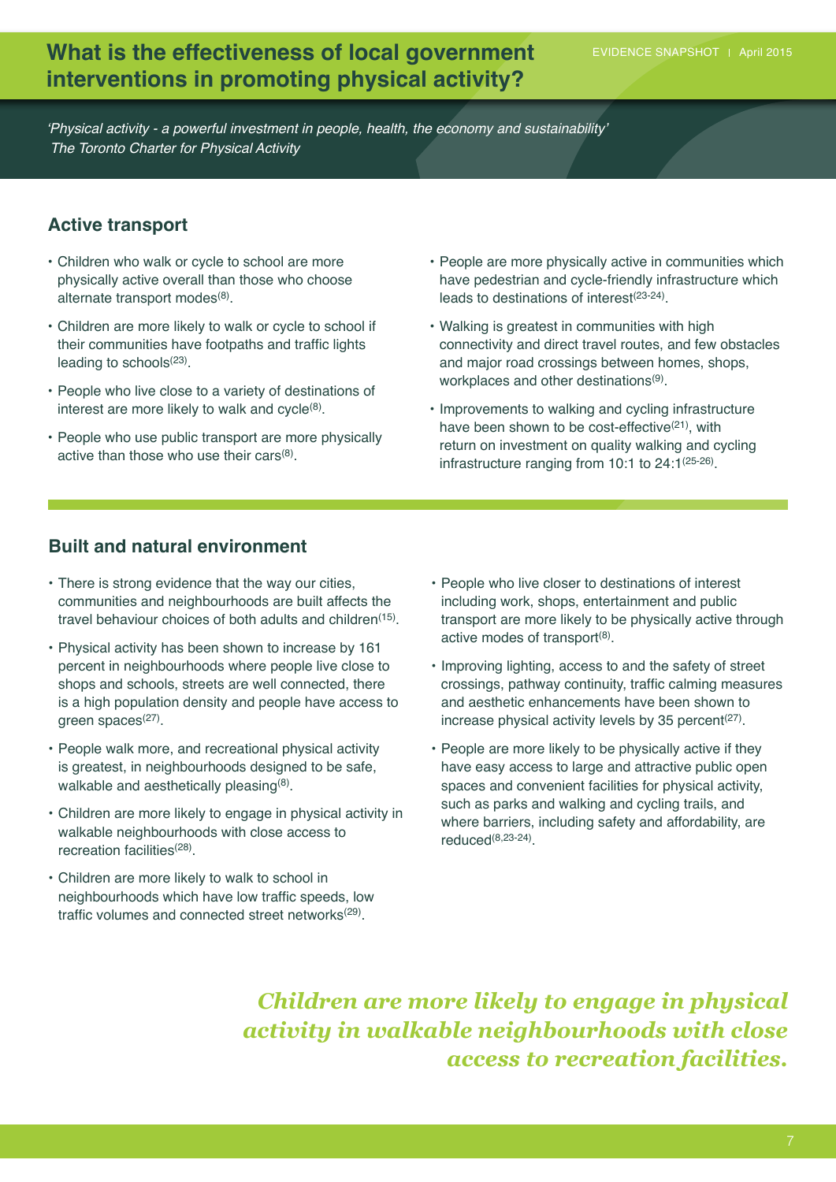# What is the effectiveness of local government interventions in promoting physical activity?

*'Physical activity - a powerful investment in people, health, the economy and sustainability'*
*The Toronto Charter for Physical Activity*

## Active transport

- Children who walk or cycle to school are more physically active overall than those who choose alternate transport modes[8].
- Children are more likely to walk or cycle to school if their communities have footpaths and traffic lights leading to schools[23].
- People who live close to a variety of destinations of interest are more likely to walk and cycle[8].
- People who use public transport are more physically active than those who use their cars[8].
- People are more physically active in communities which have pedestrian and cycle-friendly infrastructure which leads to destinations of interest[23-24].
- Walking is greatest in communities with high connectivity and direct travel routes, and few obstacles and major road crossings between homes, shops, workplaces and other destinations[9].
- Improvements to walking and cycling infrastructure have been shown to be cost-effective[21], with return on investment on quality walking and cycling infrastructure ranging from 10:1 to 24:1[25-26].

## Built and natural environment

- There is strong evidence that the way our cities, communities and neighbourhoods are built affects the travel behaviour choices of both adults and children[15].
- Physical activity has been shown to increase by 161 percent in neighbourhoods where people live close to shops and schools, streets are well connected, there is a high population density and people have access to green spaces[27].
- People walk more, and recreational physical activity is greatest, in neighbourhoods designed to be safe, walkable and aesthetically pleasing[8].
- Children are more likely to engage in physical activity in walkable neighbourhoods with close access to recreation facilities[28].
- Children are more likely to walk to school in neighbourhoods which have low traffic speeds, low traffic volumes and connected street networks[29].
- People who live closer to destinations of interest including work, shops, entertainment and public transport are more likely to be physically active through active modes of transport[8].
- Improving lighting, access to and the safety of street crossings, pathway continuity, traffic calming measures and aesthetic enhancements have been shown to increase physical activity levels by 35 percent[27].
- People are more likely to be physically active if they have easy access to large and attractive public open spaces and convenient facilities for physical activity, such as parks and walking and cycling trails, and where barriers, including safety and affordability, are reduced[8,23-24].

***Children are more likely to engage in physical activity in walkable neighbourhoods with close access to recreation facilities.***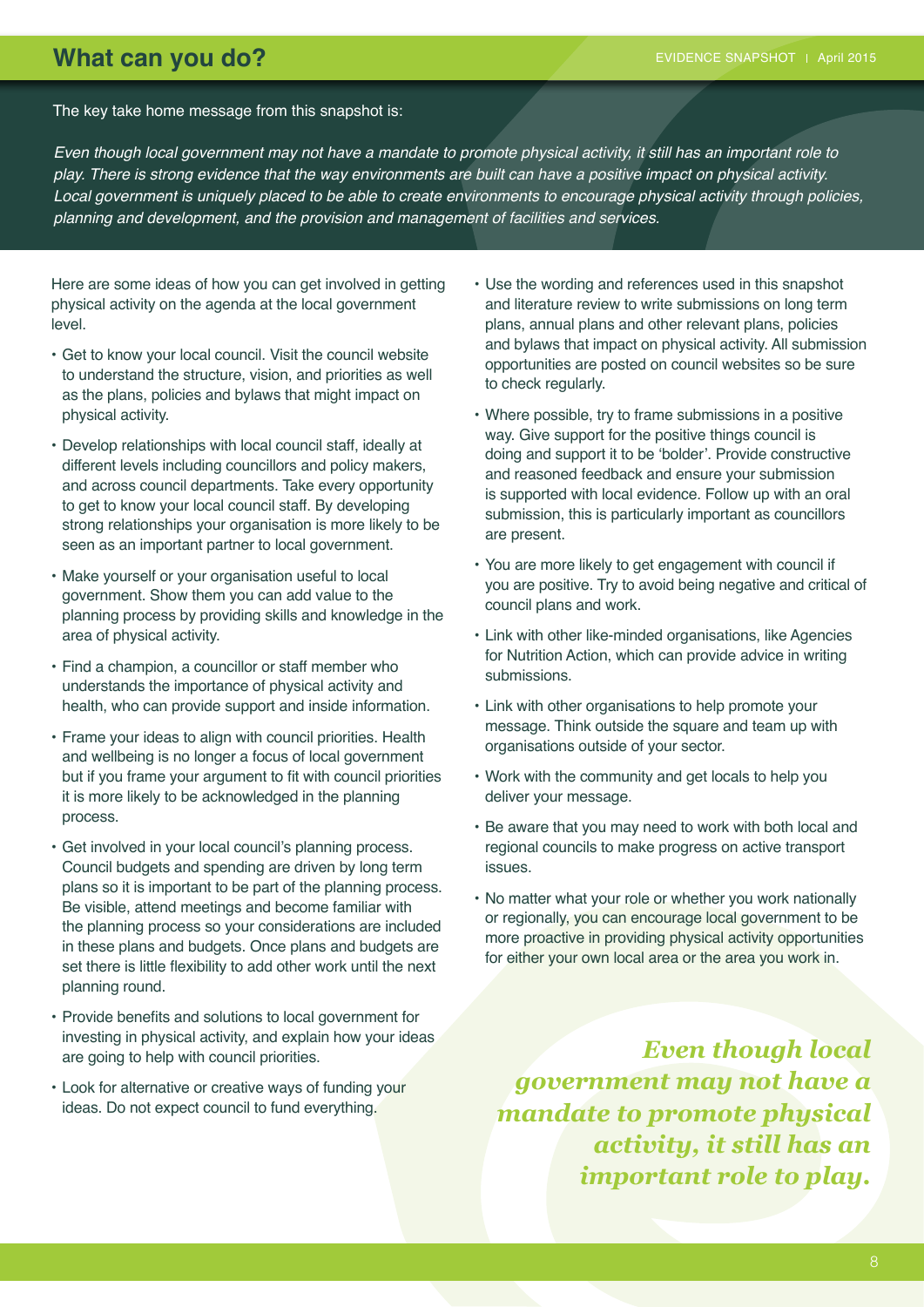# What can you do?

The key take home message from this snapshot is:

*Even though local government may not have a mandate to promote physical activity, it still has an important role to play. There is strong evidence that the way environments are built can have a positive impact on physical activity. Local government is uniquely placed to be able to create environments to encourage physical activity through policies, planning and development, and the provision and management of facilities and services.*

Here are some ideas of how you can get involved in getting physical activity on the agenda at the local government level.

- Get to know your local council. Visit the council website to understand the structure, vision, and priorities as well as the plans, policies and bylaws that might impact on physical activity.
- Develop relationships with local council staff, ideally at different levels including councillors and policy makers, and across council departments. Take every opportunity to get to know your local council staff. By developing strong relationships your organisation is more likely to be seen as an important partner to local government.
- Make yourself or your organisation useful to local government. Show them you can add value to the planning process by providing skills and knowledge in the area of physical activity.
- Find a champion, a councillor or staff member who understands the importance of physical activity and health, who can provide support and inside information.
- Frame your ideas to align with council priorities. Health and wellbeing is no longer a focus of local government but if you frame your argument to fit with council priorities it is more likely to be acknowledged in the planning process.
- Get involved in your local council's planning process. Council budgets and spending are driven by long term plans so it is important to be part of the planning process. Be visible, attend meetings and become familiar with the planning process so your considerations are included in these plans and budgets. Once plans and budgets are set there is little flexibility to add other work until the next planning round.
- Provide benefits and solutions to local government for investing in physical activity, and explain how your ideas are going to help with council priorities.
- Look for alternative or creative ways of funding your ideas. Do not expect council to fund everything.
- Use the wording and references used in this snapshot and literature review to write submissions on long term plans, annual plans and other relevant plans, policies and bylaws that impact on physical activity. All submission opportunities are posted on council websites so be sure to check regularly.
- Where possible, try to frame submissions in a positive way. Give support for the positive things council is doing and support it to be 'bolder'. Provide constructive and reasoned feedback and ensure your submission is supported with local evidence. Follow up with an oral submission, this is particularly important as councillors are present.
- You are more likely to get engagement with council if you are positive. Try to avoid being negative and critical of council plans and work.
- Link with other like-minded organisations, like Agencies for Nutrition Action, which can provide advice in writing submissions.
- Link with other organisations to help promote your message. Think outside the square and team up with organisations outside of your sector.
- Work with the community and get locals to help you deliver your message.
- Be aware that you may need to work with both local and regional councils to make progress on active transport issues.
- No matter what your role or whether you work nationally or regionally, you can encourage local government to be more proactive in providing physical activity opportunities for either your own local area or the area you work in.

***Even though local government may not have a mandate to promote physical activity, it still has an important role to play.***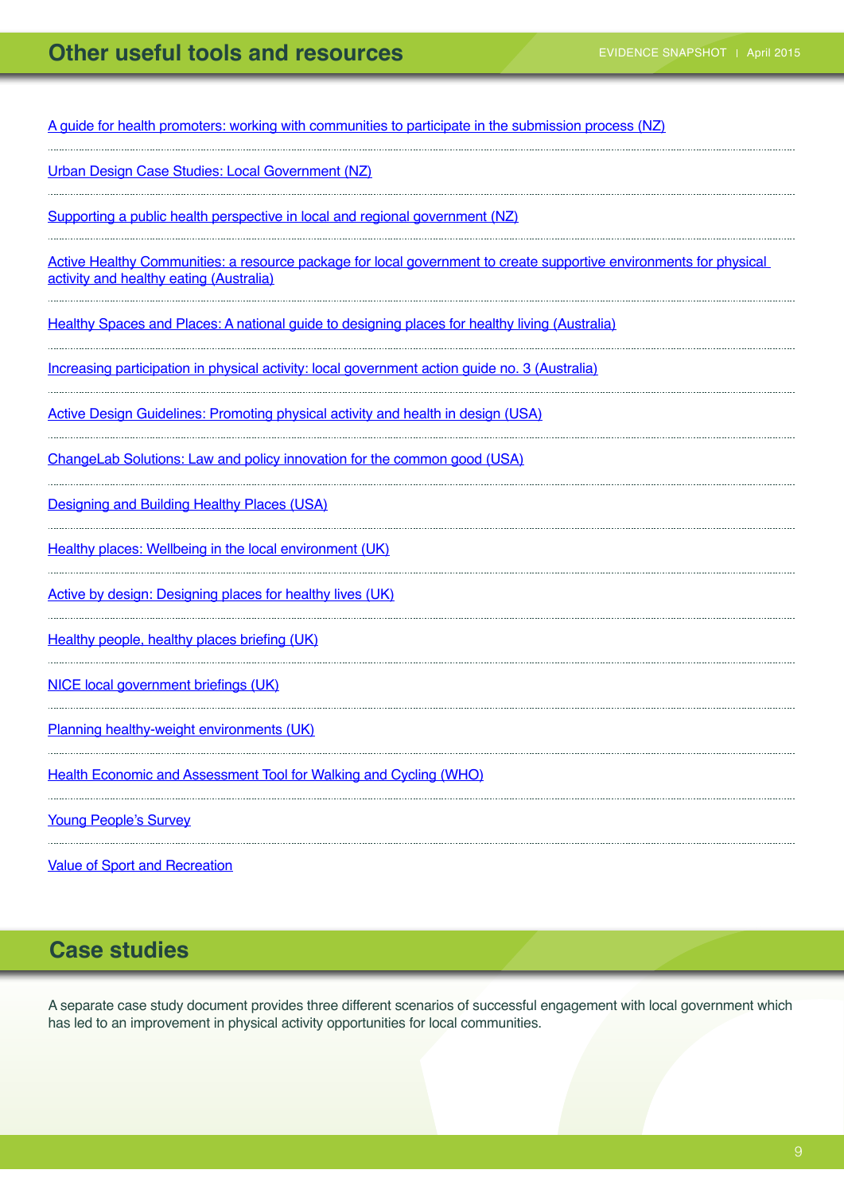## Other useful tools and resources

A guide for health promoters: working with communities to participate in the submission process (NZ)

Urban Design Case Studies: Local Government (NZ)

Supporting a public health perspective in local and regional government (NZ)

Active Healthy Communities: a resource package for local government to create supportive environments for physical activity and healthy eating (Australia)

Healthy Spaces and Places: A national guide to designing places for healthy living (Australia)

Increasing participation in physical activity: local government action guide no. 3 (Australia)

Active Design Guidelines: Promoting physical activity and health in design (USA)

ChangeLab Solutions: Law and policy innovation for the common good (USA)

Designing and Building Healthy Places (USA)

Healthy places: Wellbeing in the local environment (UK)

Active by design: Designing places for healthy lives (UK)

Healthy people, healthy places briefing (UK)

NICE local government briefings (UK)

Planning healthy-weight environments (UK)

Health Economic and Assessment Tool for Walking and Cycling (WHO)

Young People's Survey

Value of Sport and Recreation

## Case studies

A separate case study document provides three different scenarios of successful engagement with local government which has led to an improvement in physical activity opportunities for local communities.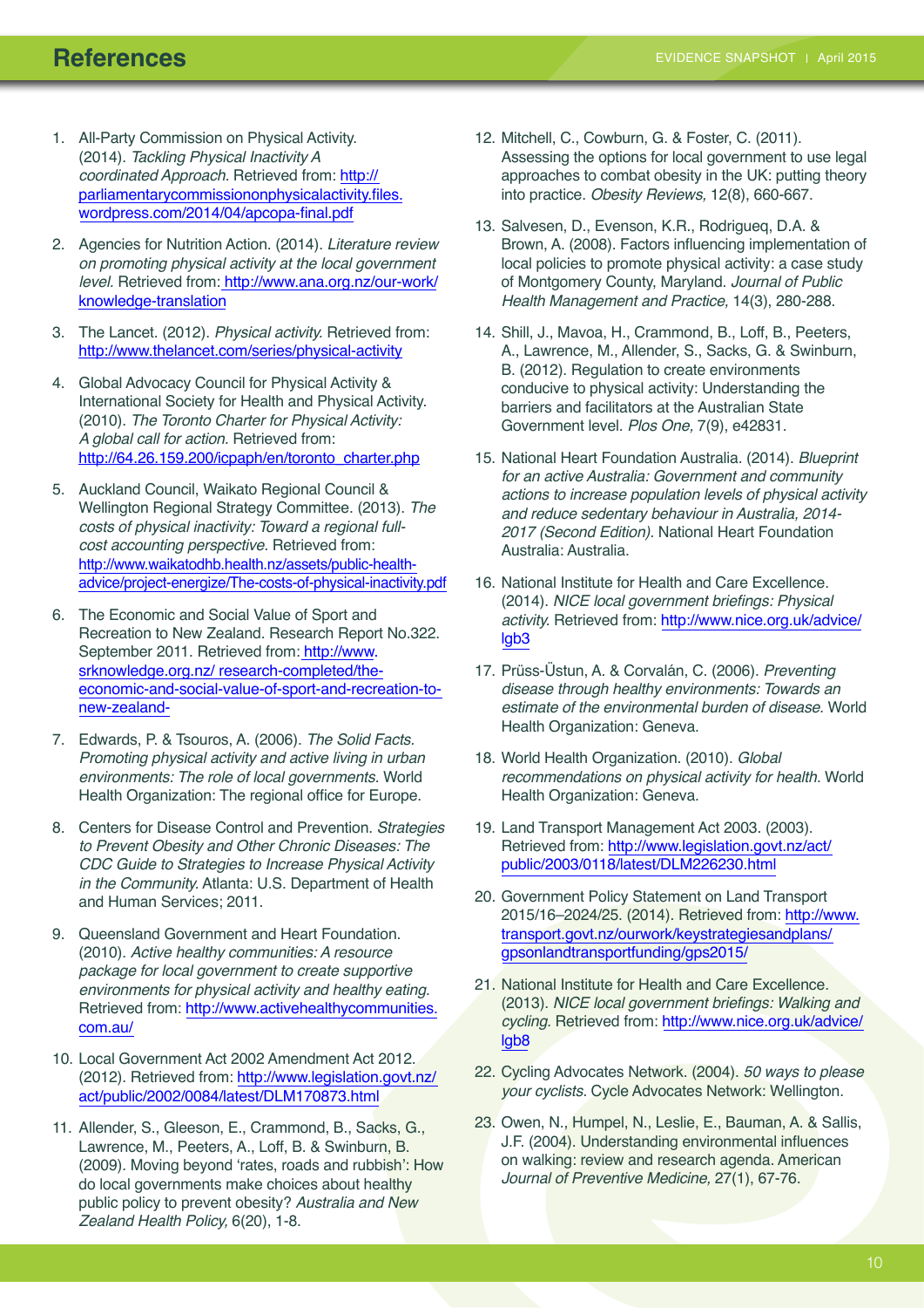# References

1. All-Party Commission on Physical Activity. (2014). *Tackling Physical Inactivity A coordinated Approach*. Retrieved from: http://parliamentarycommissiononphysicalactivity.files.wordpress.com/2014/04/apcopa-final.pdf

2. Agencies for Nutrition Action. (2014). *Literature review on promoting physical activity at the local government level.* Retrieved from: http://www.ana.org.nz/our-work/knowledge-translation

3. The Lancet. (2012). *Physical activity.* Retrieved from: http://www.thelancet.com/series/physical-activity

4. Global Advocacy Council for Physical Activity & International Society for Health and Physical Activity. (2010). *The Toronto Charter for Physical Activity: A global call for action.* Retrieved from: http://64.26.159.200/icpaph/en/toronto_charter.php

5. Auckland Council, Waikato Regional Council & Wellington Regional Strategy Committee. (2013). *The costs of physical inactivity: Toward a regional full-cost accounting perspective.* Retrieved from: http://www.waikatodhb.health.nz/assets/public-health-advice/project-energize/The-costs-of-physical-inactivity.pdf

6. The Economic and Social Value of Sport and Recreation to New Zealand. Research Report No.322. September 2011. Retrieved from: http://www.srknowledge.org.nz/ research-completed/the-economic-and-social-value-of-sport-and-recreation-to-new-zealand-

7. Edwards, P. & Tsouros, A. (2006). *The Solid Facts. Promoting physical activity and active living in urban environments: The role of local governments.* World Health Organization: The regional office for Europe.

8. Centers for Disease Control and Prevention. *Strategies to Prevent Obesity and Other Chronic Diseases: The CDC Guide to Strategies to Increase Physical Activity in the Community.* Atlanta: U.S. Department of Health and Human Services; 2011.

9. Queensland Government and Heart Foundation. (2010). *Active healthy communities: A resource package for local government to create supportive environments for physical activity and healthy eating.* Retrieved from: http://www.activehealthycommunities.com.au/

10. Local Government Act 2002 Amendment Act 2012. (2012). Retrieved from: http://www.legislation.govt.nz/act/public/2002/0084/latest/DLM170873.html

11. Allender, S., Gleeson, E., Crammond, B., Sacks, G., Lawrence, M., Peeters, A., Loff, B. & Swinburn, B. (2009). Moving beyond 'rates, roads and rubbish': How do local governments make choices about healthy public policy to prevent obesity? *Australia and New Zealand Health Policy,* 6(20), 1-8.

12. Mitchell, C., Cowburn, G. & Foster, C. (2011). Assessing the options for local government to use legal approaches to combat obesity in the UK: putting theory into practice. *Obesity Reviews,* 12(8), 660-667.

13. Salvesen, D., Evenson, K.R., Rodrigueq, D.A. & Brown, A. (2008). Factors influencing implementation of local policies to promote physical activity: a case study of Montgomery County, Maryland. *Journal of Public Health Management and Practice,* 14(3), 280-288.

14. Shill, J., Mavoa, H., Crammond, B., Loff, B., Peeters, A., Lawrence, M., Allender, S., Sacks, G. & Swinburn, B. (2012). Regulation to create environments conducive to physical activity: Understanding the barriers and facilitators at the Australian State Government level. *Plos One,* 7(9), e42831.

15. National Heart Foundation Australia. (2014). *Blueprint for an active Australia: Government and community actions to increase population levels of physical activity and reduce sedentary behaviour in Australia, 2014-2017 (Second Edition).* National Heart Foundation Australia: Australia.

16. National Institute for Health and Care Excellence. (2014). *NICE local government briefings: Physical activity.* Retrieved from: http://www.nice.org.uk/advice/lgb3

17. Prüss-Üstun, A. & Corvalán, C. (2006). *Preventing disease through healthy environments: Towards an estimate of the environmental burden of disease.* World Health Organization: Geneva.

18. World Health Organization. (2010). *Global recommendations on physical activity for health.* World Health Organization: Geneva.

19. Land Transport Management Act 2003. (2003). Retrieved from: http://www.legislation.govt.nz/act/public/2003/0118/latest/DLM226230.html

20. Government Policy Statement on Land Transport 2015/16–2024/25. (2014). Retrieved from: http://www.transport.govt.nz/ourwork/keystrategiesandplans/gpsonlandtransportfunding/gps2015/

21. National Institute for Health and Care Excellence. (2013). *NICE local government briefings: Walking and cycling.* Retrieved from: http://www.nice.org.uk/advice/lgb8

22. Cycling Advocates Network. (2004). *50 ways to please your cyclists.* Cycle Advocates Network: Wellington.

23. Owen, N., Humpel, N., Leslie, E., Bauman, A. & Sallis, J.F. (2004). Understanding environmental influences on walking: review and research agenda. American *Journal of Preventive Medicine,* 27(1), 67-76.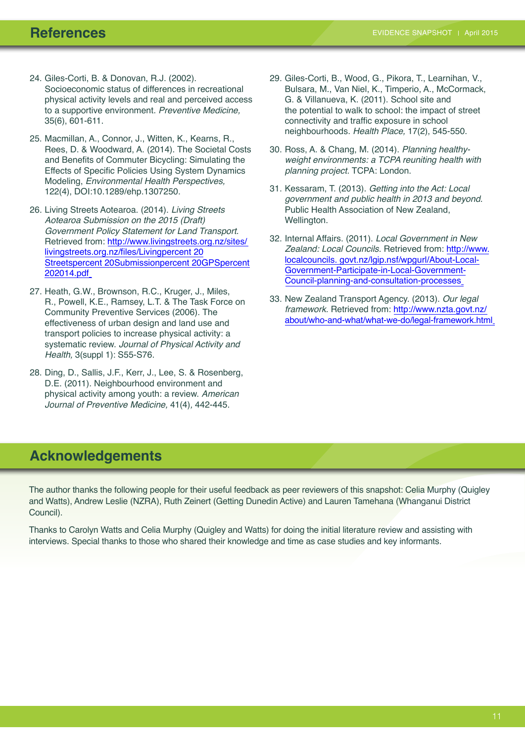## References

24. Giles-Corti, B. & Donovan, R.J. (2002). Socioeconomic status of differences in recreational physical activity levels and real and perceived access to a supportive environment. *Preventive Medicine,* 35(6), 601-611.

25. Macmillan, A., Connor, J., Witten, K., Kearns, R., Rees, D. & Woodward, A. (2014). The Societal Costs and Benefits of Commuter Bicycling: Simulating the Effects of Specific Policies Using System Dynamics Modeling, *Environmental Health Perspectives,* 122(4), DOI:10.1289/ehp.1307250.

26. Living Streets Aotearoa. (2014). *Living Streets Aotearoa Submission on the 2015 (Draft) Government Policy Statement for Land Transport.* Retrieved from: http://www.livingstreets.org.nz/sites/livingstreets.org.nz/files/Livingpercent 20 Streetspercent 20Submissionpercent 20GPSpercent 202014.pdf

27. Heath, G.W., Brownson, R.C., Kruger, J., Miles, R., Powell, K.E., Ramsey, L.T. & The Task Force on Community Preventive Services (2006). The effectiveness of urban design and land use and transport policies to increase physical activity: a systematic review. *Journal of Physical Activity and Health,* 3(suppl 1): S55-S76.

28. Ding, D., Sallis, J.F., Kerr, J., Lee, S. & Rosenberg, D.E. (2011). Neighbourhood environment and physical activity among youth: a review. *American Journal of Preventive Medicine,* 41(4), 442-445.

29. Giles-Corti, B., Wood, G., Pikora, T., Learnihan, V., Bulsara, M., Van Niel, K., Timperio, A., McCormack, G. & Villanueva, K. (2011). School site and the potential to walk to school: the impact of street connectivity and traffic exposure in school neighbourhoods. *Health Place,* 17(2), 545-550.

30. Ross, A. & Chang, M. (2014). *Planning healthy-weight environments: a TCPA reuniting health with planning project.* TCPA: London.

31. Kessaram, T. (2013). *Getting into the Act: Local government and public health in 2013 and beyond.* Public Health Association of New Zealand, Wellington.

32. Internal Affairs. (2011). *Local Government in New Zealand: Local Councils.* Retrieved from: http://www.localcouncils. govt.nz/lgip.nsf/wpgurl/About-Local-Government-Participate-in-Local-Government-Council-planning-and-consultation-processes

33. New Zealand Transport Agency. (2013). *Our legal framework.* Retrieved from: http://www.nzta.govt.nz/about/who-and-what/what-we-do/legal-framework.html

## Acknowledgements

The author thanks the following people for their useful feedback as peer reviewers of this snapshot: Celia Murphy (Quigley and Watts), Andrew Leslie (NZRA), Ruth Zeinert (Getting Dunedin Active) and Lauren Tamehana (Whanganui District Council).

Thanks to Carolyn Watts and Celia Murphy (Quigley and Watts) for doing the initial literature review and assisting with interviews. Special thanks to those who shared their knowledge and time as case studies and key informants.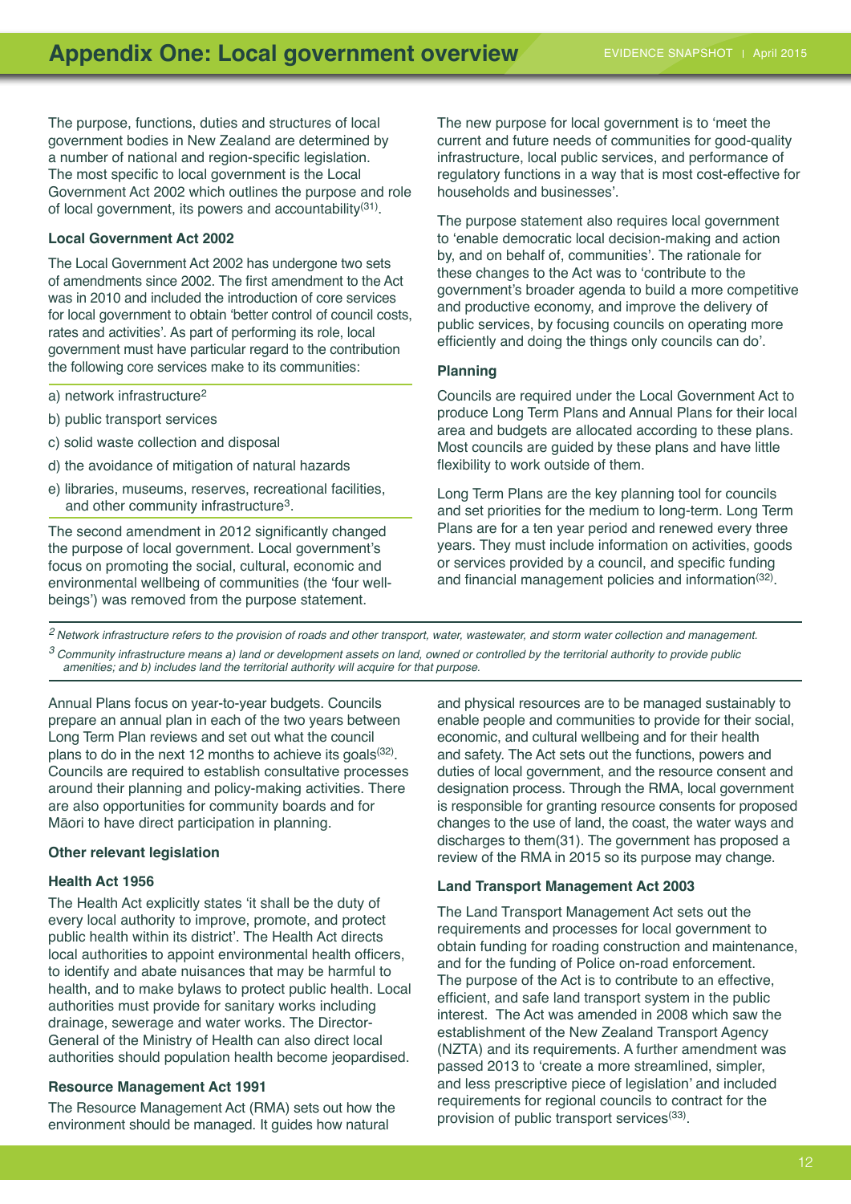# Appendix One: Local government overview

The purpose, functions, duties and structures of local government bodies in New Zealand are determined by a number of national and region-specific legislation. The most specific to local government is the Local Government Act 2002 which outlines the purpose and role of local government, its powers and accountability[31].

### Local Government Act 2002

The Local Government Act 2002 has undergone two sets of amendments since 2002. The first amendment to the Act was in 2010 and included the introduction of core services for local government to obtain 'better control of council costs, rates and activities'. As part of performing its role, local government must have particular regard to the contribution the following core services make to its communities:

a) network infrastructure[2]

b) public transport services

c) solid waste collection and disposal

d) the avoidance of mitigation of natural hazards

e) libraries, museums, reserves, recreational facilities, and other community infrastructure[3].

The second amendment in 2012 significantly changed the purpose of local government. Local government's focus on promoting the social, cultural, economic and environmental wellbeing of communities (the 'four well-beings') was removed from the purpose statement.

The new purpose for local government is to 'meet the current and future needs of communities for good-quality infrastructure, local public services, and performance of regulatory functions in a way that is most cost-effective for households and businesses'.

The purpose statement also requires local government to 'enable democratic local decision-making and action by, and on behalf of, communities'. The rationale for these changes to the Act was to 'contribute to the government's broader agenda to build a more competitive and productive economy, and improve the delivery of public services, by focusing councils on operating more efficiently and doing the things only councils can do'.

### Planning

Councils are required under the Local Government Act to produce Long Term Plans and Annual Plans for their local area and budgets are allocated according to these plans. Most councils are guided by these plans and have little flexibility to work outside of them.

Long Term Plans are the key planning tool for councils and set priorities for the medium to long-term. Long Term Plans are for a ten year period and renewed every three years. They must include information on activities, goods or services provided by a council, and specific funding and financial management policies and information[32].

*[2] Network infrastructure refers to the provision of roads and other transport, water, wastewater, and storm water collection and management.*

*[3] Community infrastructure means a) land or development assets on land, owned or controlled by the territorial authority to provide public amenities; and b) includes land the territorial authority will acquire for that purpose.*

Annual Plans focus on year-to-year budgets. Councils prepare an annual plan in each of the two years between Long Term Plan reviews and set out what the council plans to do in the next 12 months to achieve its goals[32]. Councils are required to establish consultative processes around their planning and policy-making activities. There are also opportunities for community boards and for Māori to have direct participation in planning.

### Other relevant legislation

### Health Act 1956

The Health Act explicitly states 'it shall be the duty of every local authority to improve, promote, and protect public health within its district'. The Health Act directs local authorities to appoint environmental health officers, to identify and abate nuisances that may be harmful to health, and to make bylaws to protect public health. Local authorities must provide for sanitary works including drainage, sewerage and water works. The Director-General of the Ministry of Health can also direct local authorities should population health become jeopardised.

### Resource Management Act 1991

The Resource Management Act (RMA) sets out how the environment should be managed. It guides how natural and physical resources are to be managed sustainably to enable people and communities to provide for their social, economic, and cultural wellbeing and for their health and safety. The Act sets out the functions, powers and duties of local government, and the resource consent and designation process. Through the RMA, local government is responsible for granting resource consents for proposed changes to the use of land, the coast, the water ways and discharges to them(31). The government has proposed a review of the RMA in 2015 so its purpose may change.

### Land Transport Management Act 2003

The Land Transport Management Act sets out the requirements and processes for local government to obtain funding for roading construction and maintenance, and for the funding of Police on-road enforcement. The purpose of the Act is to contribute to an effective, efficient, and safe land transport system in the public interest. The Act was amended in 2008 which saw the establishment of the New Zealand Transport Agency (NZTA) and its requirements. A further amendment was passed 2013 to 'create a more streamlined, simpler, and less prescriptive piece of legislation' and included requirements for regional councils to contract for the provision of public transport services[33].